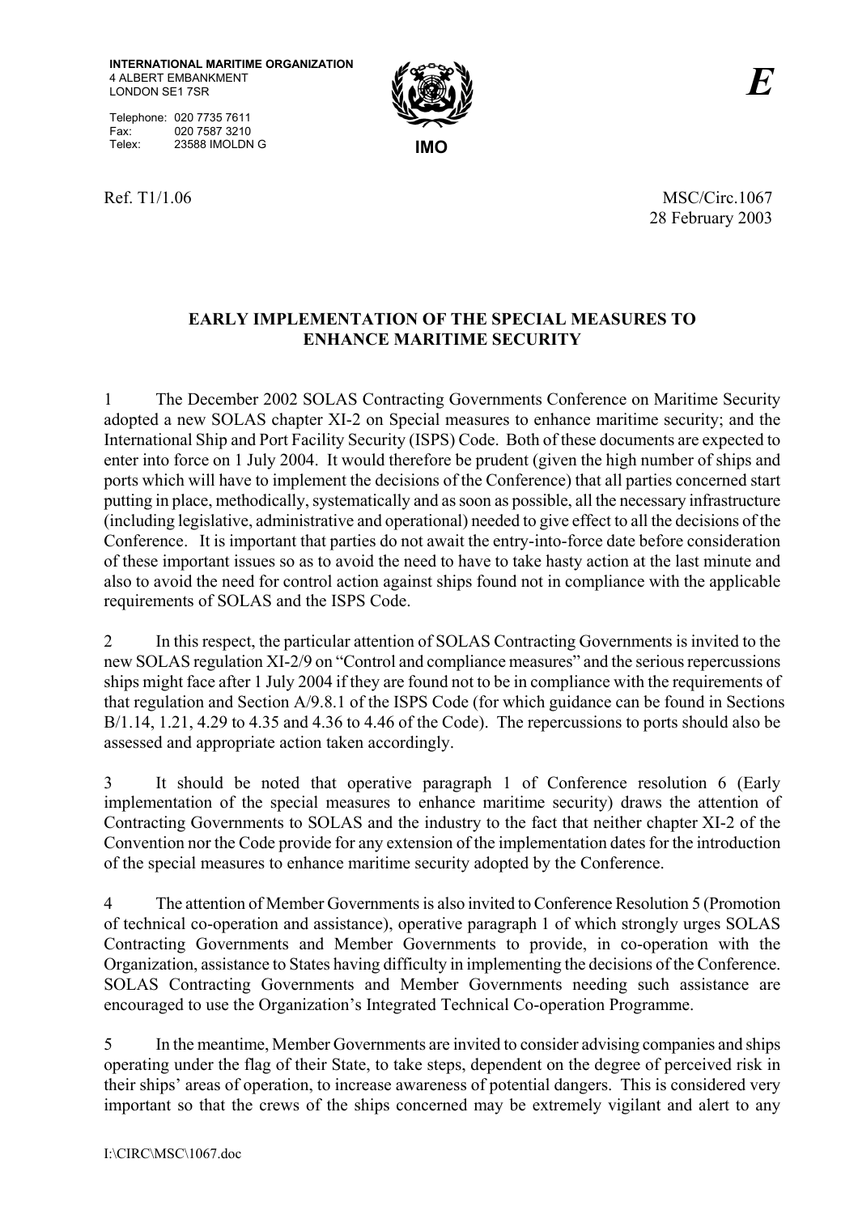**INTERNATIONAL MARITIME ORGANIZATION**
4 ALBERT EMBANKMENT
LONDON SE1 7SR

Telephone: 020 7735 7611
Fax: 020 7587 3210
Telex: 23588 IMOLDN G

IMO

*E*

Ref. T1/1.06

MSC/Circ.1067
28 February 2003

## EARLY IMPLEMENTATION OF THE SPECIAL MEASURES TO ENHANCE MARITIME SECURITY

1 The December 2002 SOLAS Contracting Governments Conference on Maritime Security adopted a new SOLAS chapter XI-2 on Special measures to enhance maritime security; and the International Ship and Port Facility Security (ISPS) Code. Both of these documents are expected to enter into force on 1 July 2004. It would therefore be prudent (given the high number of ships and ports which will have to implement the decisions of the Conference) that all parties concerned start putting in place, methodically, systematically and as soon as possible, all the necessary infrastructure (including legislative, administrative and operational) needed to give effect to all the decisions of the Conference. It is important that parties do not await the entry-into-force date before consideration of these important issues so as to avoid the need to have to take hasty action at the last minute and also to avoid the need for control action against ships found not in compliance with the applicable requirements of SOLAS and the ISPS Code.

2 In this respect, the particular attention of SOLAS Contracting Governments is invited to the new SOLAS regulation XI-2/9 on "Control and compliance measures" and the serious repercussions ships might face after 1 July 2004 if they are found not to be in compliance with the requirements of that regulation and Section A/9.8.1 of the ISPS Code (for which guidance can be found in Sections B/1.14, 1.21, 4.29 to 4.35 and 4.36 to 4.46 of the Code). The repercussions to ports should also be assessed and appropriate action taken accordingly.

3 It should be noted that operative paragraph 1 of Conference resolution 6 (Early implementation of the special measures to enhance maritime security) draws the attention of Contracting Governments to SOLAS and the industry to the fact that neither chapter XI-2 of the Convention nor the Code provide for any extension of the implementation dates for the introduction of the special measures to enhance maritime security adopted by the Conference.

4 The attention of Member Governments is also invited to Conference Resolution 5 (Promotion of technical co-operation and assistance), operative paragraph 1 of which strongly urges SOLAS Contracting Governments and Member Governments to provide, in co-operation with the Organization, assistance to States having difficulty in implementing the decisions of the Conference. SOLAS Contracting Governments and Member Governments needing such assistance are encouraged to use the Organization's Integrated Technical Co-operation Programme.

5 In the meantime, Member Governments are invited to consider advising companies and ships operating under the flag of their State, to take steps, dependent on the degree of perceived risk in their ships' areas of operation, to increase awareness of potential dangers. This is considered very important so that the crews of the ships concerned may be extremely vigilant and alert to any

I:\CIRC\MSC\1067.doc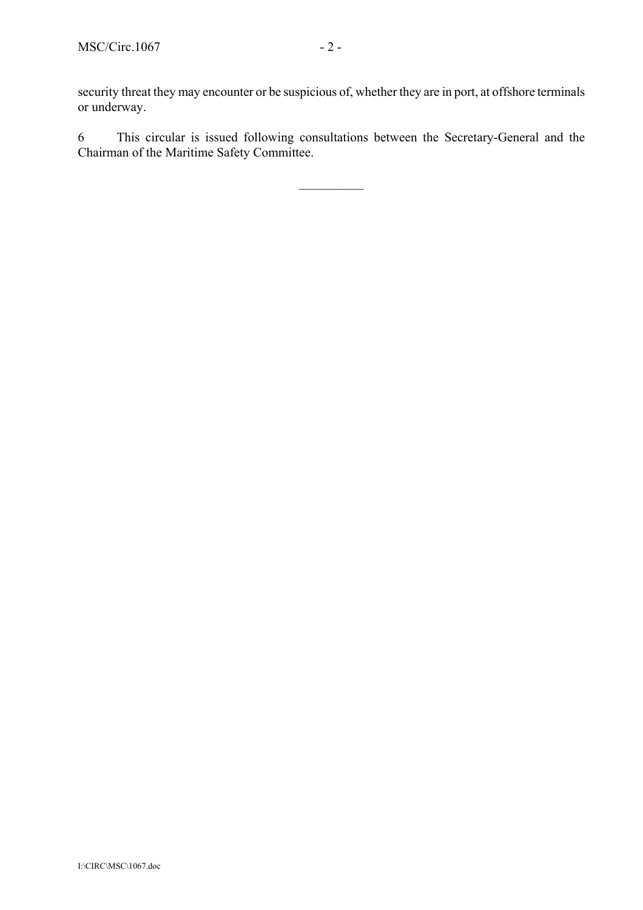security threat they may encounter or be suspicious of, whether they are in port, at offshore terminals or underway.

6 This circular is issued following consultations between the Secretary-General and the Chairman of the Maritime Safety Committee.

\_\_\_\_\_\_\_\_\_\_